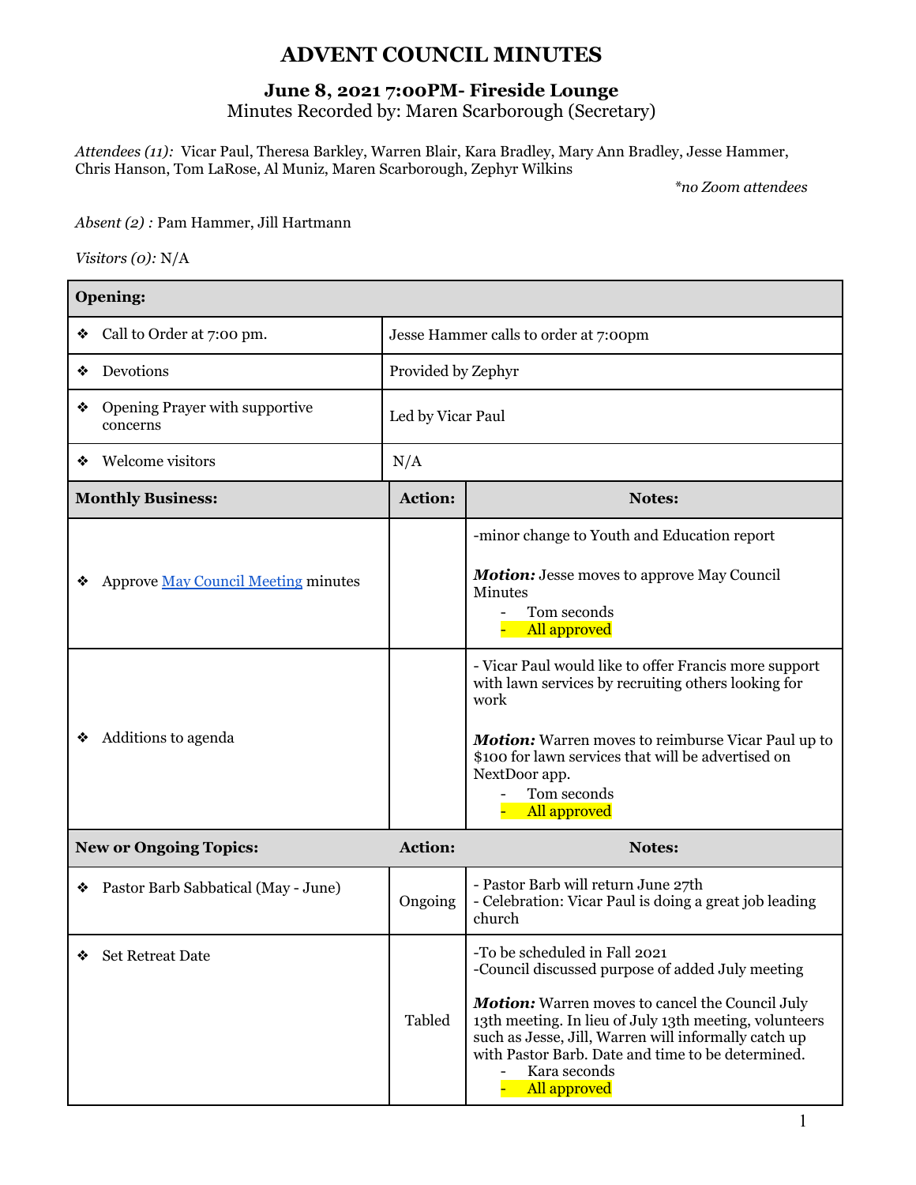# ADVENT COUNCIL MINUTES

### June 8, 2021 7:00PM- Fireside Lounge

Minutes Recorded by: Maren Scarborough (Secretary)

*Attendees (11):* Vicar Paul, Theresa Barkley, Warren Blair, Kara Bradley, Mary Ann Bradley, Jesse Hammer, Chris Hanson, Tom LaRose, Al Muniz, Maren Scarborough, Zephyr Wilkins

*\*no Zoom attendees*

*Absent (2) :* Pam Hammer, Jill Hartmann

*Visitors (0):* N/A

| **Opening:** | | |
|---|---|---|
| ❖ Call to Order at 7:00 pm. | Jesse Hammer calls to order at 7:00pm | |
| ❖ Devotions | Provided by Zephyr | |
| ❖ Opening Prayer with supportive concerns | Led by Vicar Paul | |
| ❖ Welcome visitors | N/A | |
| **Monthly Business:** | **Action:** | **Notes:** |
| ❖ Approve May Council Meeting minutes | | -minor change to Youth and Education report<br><br>***Motion:*** Jesse moves to approve May Council Minutes<br>- Tom seconds<br>- All approved |
| ❖ Additions to agenda | | - Vicar Paul would like to offer Francis more support with lawn services by recruiting others looking for work<br><br>***Motion:*** Warren moves to reimburse Vicar Paul up to $100 for lawn services that will be advertised on NextDoor app.<br>- Tom seconds<br>- All approved |
| **New or Ongoing Topics:** | **Action:** | **Notes:** |
| ❖ Pastor Barb Sabbatical (May - June) | Ongoing | - Pastor Barb will return June 27th<br>- Celebration: Vicar Paul is doing a great job leading church |
| ❖ Set Retreat Date | Tabled | -To be scheduled in Fall 2021<br>-Council discussed purpose of added July meeting<br><br>***Motion:*** Warren moves to cancel the Council July 13th meeting. In lieu of July 13th meeting, volunteers such as Jesse, Jill, Warren will informally catch up with Pastor Barb. Date and time to be determined.<br>- Kara seconds<br>- All approved |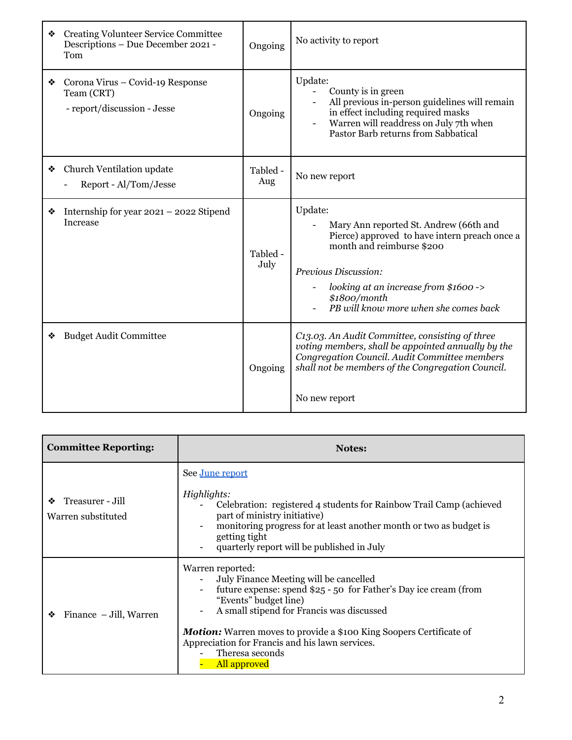| | | |
|---|---|---|
| ❖ Creating Volunteer Service Committee Descriptions – Due December 2021 - Tom | Ongoing | No activity to report |
| ❖ Corona Virus – Covid-19 Response Team (CRT)<br>- report/discussion - Jesse | Ongoing | Update:<br>- County is in green<br>- All previous in-person guidelines will remain in effect including required masks<br>- Warren will readdress on July 7th when Pastor Barb returns from Sabbatical |
| ❖ Church Ventilation update<br>- Report - Al/Tom/Jesse | Tabled - Aug | No new report |
| ❖ Internship for year 2021 – 2022 Stipend Increase | Tabled - July | Update:<br>- Mary Ann reported St. Andrew (66th and Pierce) approved to have intern preach once a month and reimburse $200<br><br>*Previous Discussion:*<br>- *looking at an increase from $1600 -> $1800/month*<br>- *PB will know more when she comes back* |
| ❖ Budget Audit Committee | Ongoing | *C13.03. An Audit Committee, consisting of three voting members, shall be appointed annually by the Congregation Council. Audit Committee members shall not be members of the Congregation Council.*<br><br>No new report |

| **Committee Reporting:** | **Notes:** |
|---|---|
| ❖ Treasurer - Jill<br>Warren substituted | See June report<br><br>*Highlights:*<br>- Celebration: registered 4 students for Rainbow Trail Camp (achieved part of ministry initiative)<br>- monitoring progress for at least another month or two as budget is getting tight<br>- quarterly report will be published in July |
| ❖ Finance – Jill, Warren | Warren reported:<br>- July Finance Meeting will be cancelled<br>- future expense: spend $25 - 50 for Father's Day ice cream (from "Events" budget line)<br>- A small stipend for Francis was discussed<br><br>***Motion:*** Warren moves to provide a $100 King Soopers Certificate of Appreciation for Francis and his lawn services.<br>- Theresa seconds<br>- All approved |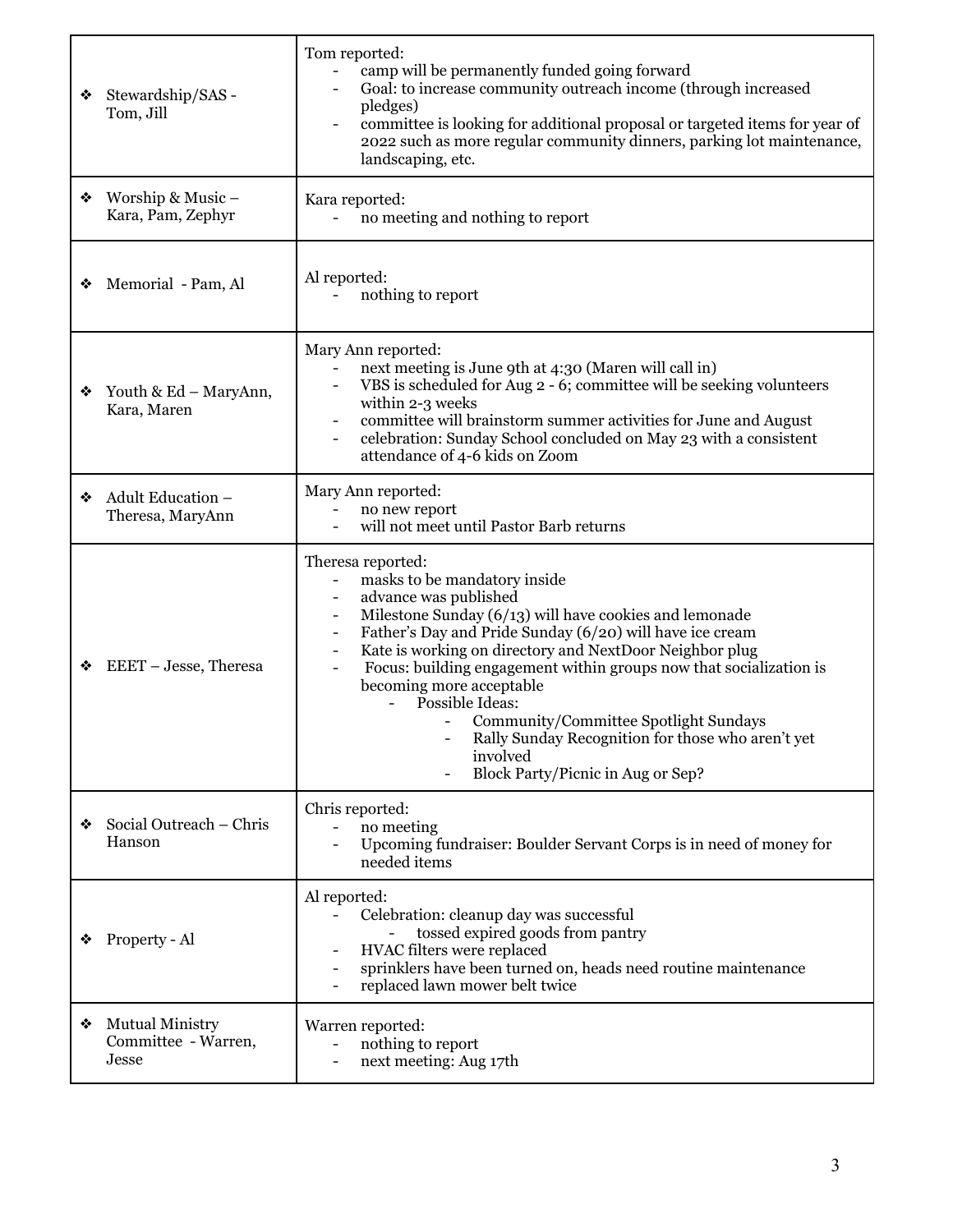| | |
|---|---|
| ❖ Stewardship/SAS - Tom, Jill | Tom reported:<br>- camp will be permanently funded going forward<br>- Goal: to increase community outreach income (through increased pledges)<br>- committee is looking for additional proposal or targeted items for year of 2022 such as more regular community dinners, parking lot maintenance, landscaping, etc. |
| ❖ Worship & Music – Kara, Pam, Zephyr | Kara reported:<br>- no meeting and nothing to report |
| ❖ Memorial - Pam, Al | Al reported:<br>- nothing to report |
| ❖ Youth & Ed – MaryAnn, Kara, Maren | Mary Ann reported:<br>- next meeting is June 9th at 4:30 (Maren will call in)<br>- VBS is scheduled for Aug 2 - 6; committee will be seeking volunteers within 2-3 weeks<br>- committee will brainstorm summer activities for June and August<br>- celebration: Sunday School concluded on May 23 with a consistent attendance of 4-6 kids on Zoom |
| ❖ Adult Education – Theresa, MaryAnn | Mary Ann reported:<br>- no new report<br>- will not meet until Pastor Barb returns |
| ❖ EEET – Jesse, Theresa | Theresa reported:<br>- masks to be mandatory inside<br>- advance was published<br>- Milestone Sunday (6/13) will have cookies and lemonade<br>- Father's Day and Pride Sunday (6/20) will have ice cream<br>- Kate is working on directory and NextDoor Neighbor plug<br>- Focus: building engagement within groups now that socialization is becoming more acceptable<br>&nbsp;&nbsp;&nbsp;&nbsp;- Possible Ideas:<br>&nbsp;&nbsp;&nbsp;&nbsp;&nbsp;&nbsp;&nbsp;&nbsp;- Community/Committee Spotlight Sundays<br>&nbsp;&nbsp;&nbsp;&nbsp;&nbsp;&nbsp;&nbsp;&nbsp;- Rally Sunday Recognition for those who aren't yet involved<br>&nbsp;&nbsp;&nbsp;&nbsp;&nbsp;&nbsp;&nbsp;&nbsp;- Block Party/Picnic in Aug or Sep? |
| ❖ Social Outreach – Chris Hanson | Chris reported:<br>- no meeting<br>- Upcoming fundraiser: Boulder Servant Corps is in need of money for needed items |
| ❖ Property - Al | Al reported:<br>- Celebration: cleanup day was successful<br>&nbsp;&nbsp;&nbsp;&nbsp;- tossed expired goods from pantry<br>- HVAC filters were replaced<br>- sprinklers have been turned on, heads need routine maintenance<br>- replaced lawn mower belt twice |
| ❖ Mutual Ministry Committee - Warren, Jesse | Warren reported:<br>- nothing to report<br>- next meeting: Aug 17th |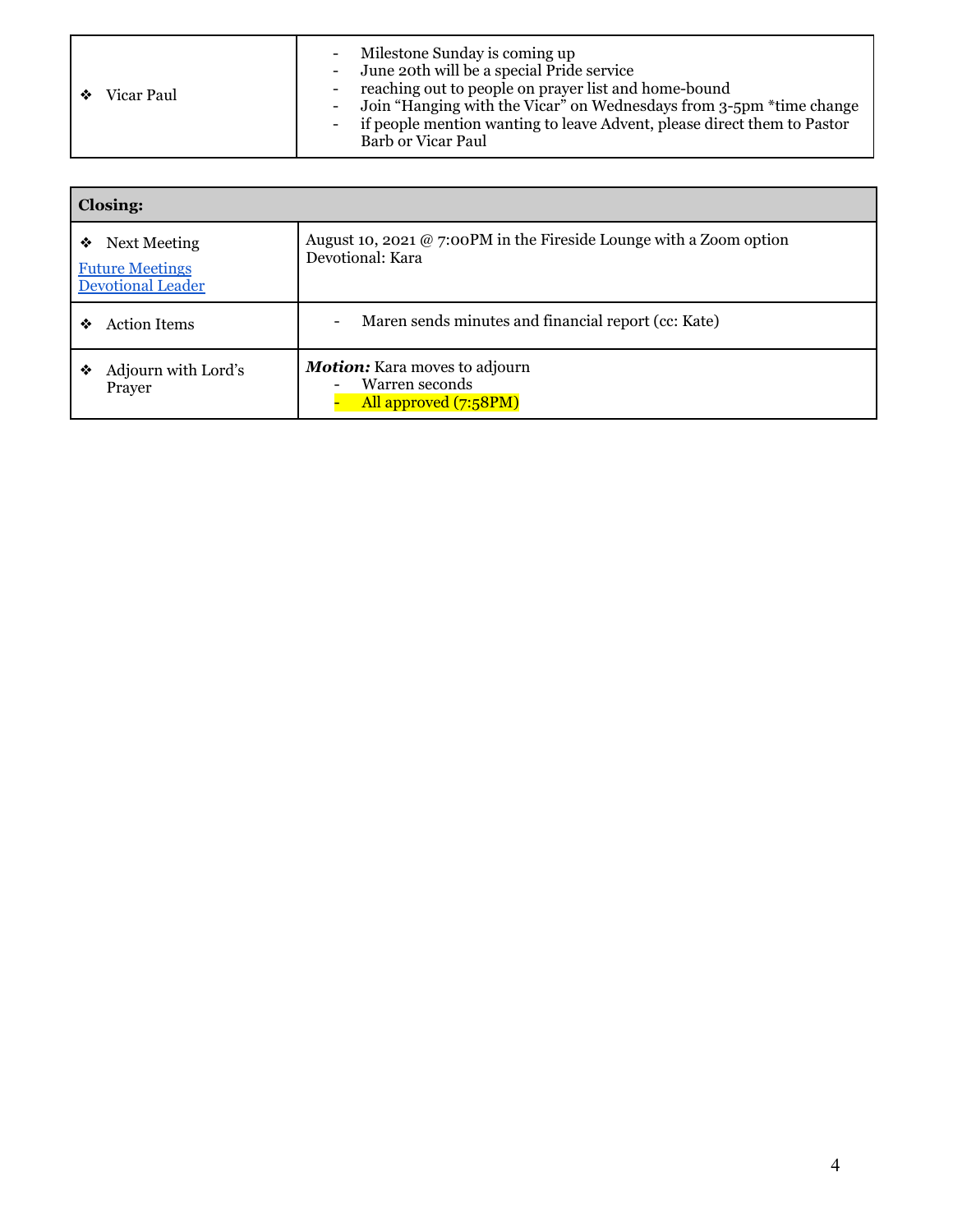| | |
|---|---|
| ❖ Vicar Paul | - Milestone Sunday is coming up<br>- June 20th will be a special Pride service<br>- reaching out to people on prayer list and home-bound<br>- Join “Hanging with the Vicar” on Wednesdays from 3-5pm *time change<br>- if people mention wanting to leave Advent, please direct them to Pastor Barb or Vicar Paul |

| **Closing:** | |
|---|---|
| ❖ Next Meeting<br>[Future Meetings](#)<br>[Devotional Leader](#) | August 10, 2021 @ 7:00PM in the Fireside Lounge with a Zoom option<br>Devotional: Kara |
| ❖ Action Items | - Maren sends minutes and financial report (cc: Kate) |
| ❖ Adjourn with Lord’s Prayer | ***Motion:*** Kara moves to adjourn<br>- Warren seconds<br>- All approved (7:58PM) |